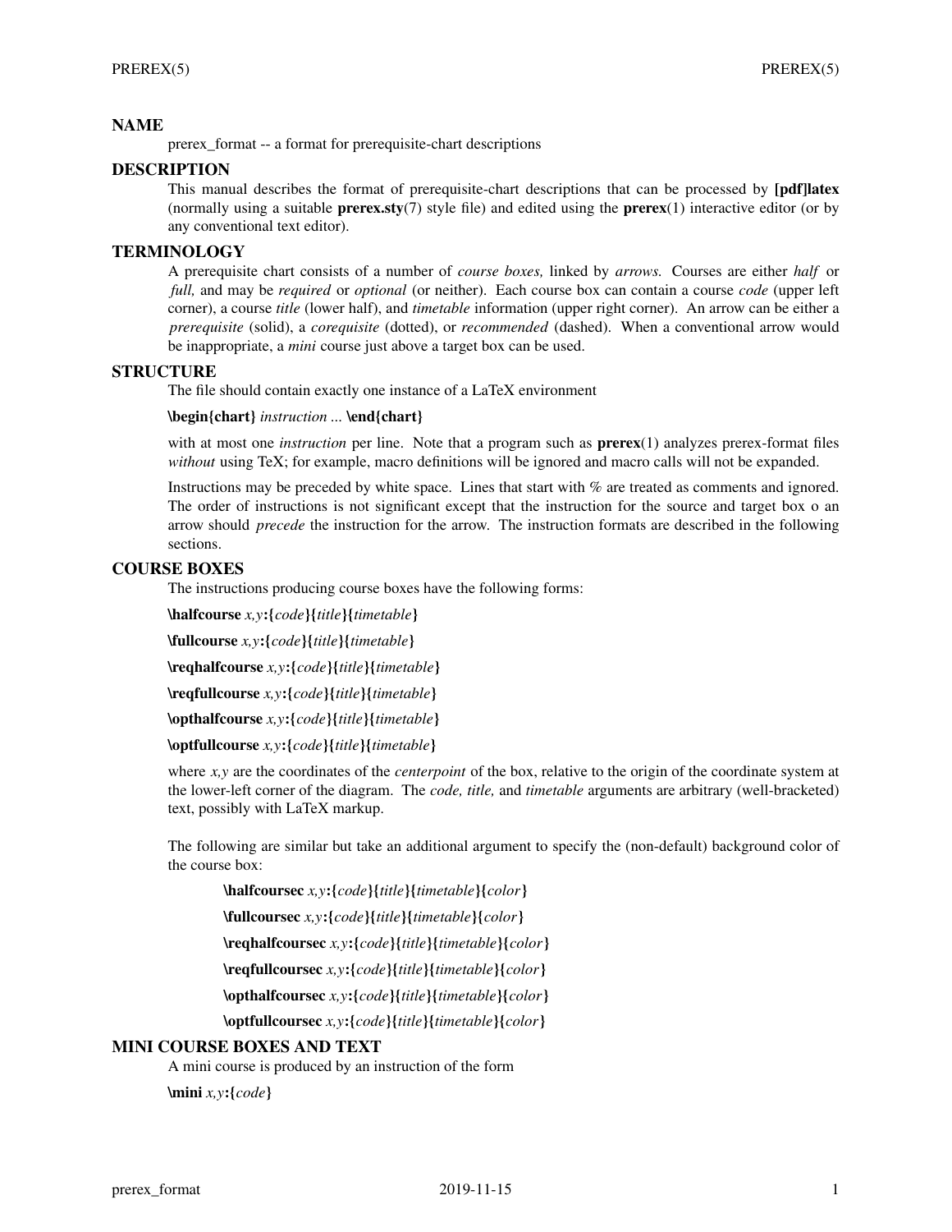## NAME

prerex_format -- a format for prerequisite-chart descriptions

## DESCRIPTION

This manual describes the format of prerequisite-chart descriptions that can be processed by **[pdf]latex** (normally using a suitable **prerex.sty**(7) style file) and edited using the **prerex**(1) interactive editor (or by any conventional text editor).

## TERMINOLOGY

A prerequisite chart consists of a number of *course boxes,* linked by *arrows.* Courses are either *half* or *full,* and may be *required* or *optional* (or neither). Each course box can contain a course *code* (upper left corner), a course *title* (lower half), and *timetable* information (upper right corner). An arrow can be either a *prerequisite* (solid), a *corequisite* (dotted), or *recommended* (dashed). When a conventional arrow would be inappropriate, a *mini* course just above a target box can be used.

## STRUCTURE

The file should contain exactly one instance of a LaTeX environment

**\begin{chart}** *instruction ...* **\end{chart}**

with at most one *instruction* per line. Note that a program such as **prerex**(1) analyzes prerex-format files *without* using TeX; for example, macro definitions will be ignored and macro calls will not be expanded.

Instructions may be preceded by white space. Lines that start with % are treated as comments and ignored. The order of instructions is not significant except that the instruction for the source and target box o an arrow should *precede* the instruction for the arrow. The instruction formats are described in the following sections.

## COURSE BOXES

The instructions producing course boxes have the following forms:

**\halfcourse** *x,y*:**{***code***}{***title***}{***timetable***}**

**\fullcourse** *x,y*:**{***code***}{***title***}{***timetable***}**

**\reqhalfcourse** *x,y*:**{***code***}{***title***}{***timetable***}**

**\reqfullcourse** *x,y*:**{***code***}{***title***}{***timetable***}**

**\opthalfcourse** *x,y*:**{***code***}{***title***}{***timetable***}**

**\optfullcourse** *x,y*:**{***code***}{***title***}{***timetable***}**

where *x,y* are the coordinates of the *centerpoint* of the box, relative to the origin of the coordinate system at the lower-left corner of the diagram. The *code, title,* and *timetable* arguments are arbitrary (well-bracketed) text, possibly with LaTeX markup.

The following are similar but take an additional argument to specify the (non-default) background color of the course box:

> **\halfcoursec** *x,y*:**{***code***}{***title***}{***timetable***}{***color***}**
>
> **\fullcoursec** *x,y*:**{***code***}{***title***}{***timetable***}{***color***}**
>
> **\reqhalfcoursec** *x,y*:**{***code***}{***title***}{***timetable***}{***color***}**
>
> **\reqfullcoursec** *x,y*:**{***code***}{***title***}{***timetable***}{***color***}**
>
> **\opthalfcoursec** *x,y*:**{***code***}{***title***}{***timetable***}{***color***}**
>
> **\optfullcoursec** *x,y*:**{***code***}{***title***}{***timetable***}{***color***}**

## MINI COURSE BOXES AND TEXT

A mini course is produced by an instruction of the form

**\mini** *x,y*:**{***code***}**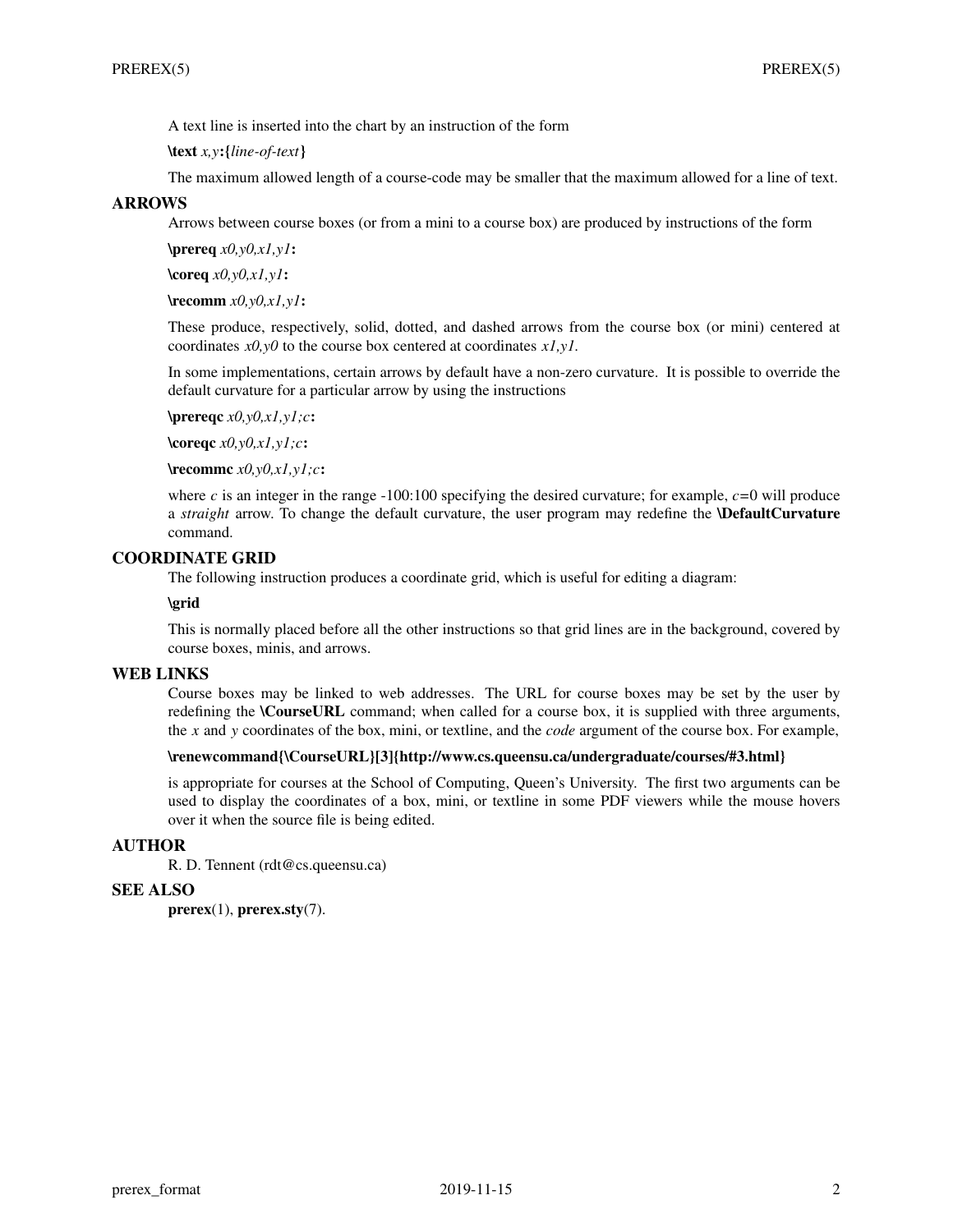A text line is inserted into the chart by an instruction of the form

**\text** *x,y*:**{***line-of-text***}**

The maximum allowed length of a course-code may be smaller that the maximum allowed for a line of text.

## ARROWS

Arrows between course boxes (or from a mini to a course box) are produced by instructions of the form

**\prereq** *x0,y0,x1,y1*:

**\coreq** *x0,y0,x1,y1*:

**\recomm** *x0,y0,x1,y1*:

These produce, respectively, solid, dotted, and dashed arrows from the course box (or mini) centered at coordinates *x0,y0* to the course box centered at coordinates *x1,y1.*

In some implementations, certain arrows by default have a non-zero curvature. It is possible to override the default curvature for a particular arrow by using the instructions

**\prereqc** *x0,y0,x1,y1;c*:

**\coreqc** *x0,y0,x1,y1;c*:

**\recommc** *x0,y0,x1,y1;c*:

where *c* is an integer in the range -100:100 specifying the desired curvature; for example, *c*=0 will produce a *straight* arrow. To change the default curvature, the user program may redefine the **\DefaultCurvature** command.

## COORDINATE GRID

The following instruction produces a coordinate grid, which is useful for editing a diagram:

**\grid**

This is normally placed before all the other instructions so that grid lines are in the background, covered by course boxes, minis, and arrows.

## WEB LINKS

Course boxes may be linked to web addresses. The URL for course boxes may be set by the user by redefining the **\CourseURL** command; when called for a course box, it is supplied with three arguments, the *x* and *y* coordinates of the box, mini, or textline, and the *code* argument of the course box. For example,

**\renewcommand{\CourseURL}[3]{http://www.cs.queensu.ca/undergraduate/courses/#3.html}**

is appropriate for courses at the School of Computing, Queen's University. The first two arguments can be used to display the coordinates of a box, mini, or textline in some PDF viewers while the mouse hovers over it when the source file is being edited.

## AUTHOR

R. D. Tennent (rdt@cs.queensu.ca)

## SEE ALSO

**prerex**(1), **prerex.sty**(7).